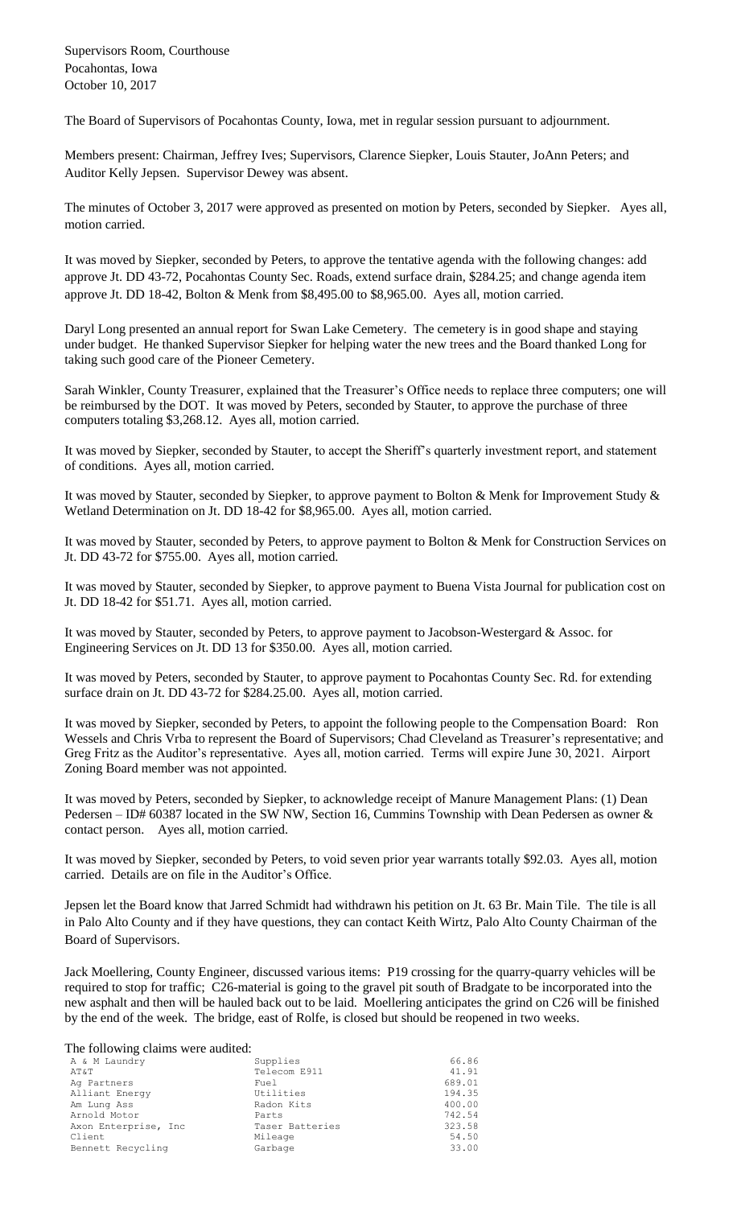Supervisors Room, Courthouse
Pocahontas, Iowa
October 10, 2017

The Board of Supervisors of Pocahontas County, Iowa, met in regular session pursuant to adjournment.

Members present: Chairman, Jeffrey Ives; Supervisors, Clarence Siepker, Louis Stauter, JoAnn Peters; and Auditor Kelly Jepsen. Supervisor Dewey was absent.

The minutes of October 3, 2017 were approved as presented on motion by Peters, seconded by Siepker. Ayes all, motion carried.

It was moved by Siepker, seconded by Peters, to approve the tentative agenda with the following changes: add approve Jt. DD 43-72, Pocahontas County Sec. Roads, extend surface drain, $284.25; and change agenda item approve Jt. DD 18-42, Bolton & Menk from $8,495.00 to $8,965.00. Ayes all, motion carried.

Daryl Long presented an annual report for Swan Lake Cemetery. The cemetery is in good shape and staying under budget. He thanked Supervisor Siepker for helping water the new trees and the Board thanked Long for taking such good care of the Pioneer Cemetery.

Sarah Winkler, County Treasurer, explained that the Treasurer's Office needs to replace three computers; one will be reimbursed by the DOT. It was moved by Peters, seconded by Stauter, to approve the purchase of three computers totaling $3,268.12. Ayes all, motion carried.

It was moved by Siepker, seconded by Stauter, to accept the Sheriff's quarterly investment report, and statement of conditions. Ayes all, motion carried.

It was moved by Stauter, seconded by Siepker, to approve payment to Bolton & Menk for Improvement Study & Wetland Determination on Jt. DD 18-42 for $8,965.00. Ayes all, motion carried.

It was moved by Stauter, seconded by Peters, to approve payment to Bolton & Menk for Construction Services on Jt. DD 43-72 for $755.00. Ayes all, motion carried.

It was moved by Stauter, seconded by Siepker, to approve payment to Buena Vista Journal for publication cost on Jt. DD 18-42 for $51.71. Ayes all, motion carried.

It was moved by Stauter, seconded by Peters, to approve payment to Jacobson-Westergard & Assoc. for Engineering Services on Jt. DD 13 for $350.00. Ayes all, motion carried.

It was moved by Peters, seconded by Stauter, to approve payment to Pocahontas County Sec. Rd. for extending surface drain on Jt. DD 43-72 for $284.25.00. Ayes all, motion carried.

It was moved by Siepker, seconded by Peters, to appoint the following people to the Compensation Board: Ron Wessels and Chris Vrba to represent the Board of Supervisors; Chad Cleveland as Treasurer's representative; and Greg Fritz as the Auditor's representative. Ayes all, motion carried. Terms will expire June 30, 2021. Airport Zoning Board member was not appointed.

It was moved by Peters, seconded by Siepker, to acknowledge receipt of Manure Management Plans: (1) Dean Pedersen – ID# 60387 located in the SW NW, Section 16, Cummins Township with Dean Pedersen as owner & contact person. Ayes all, motion carried.

It was moved by Siepker, seconded by Peters, to void seven prior year warrants totally $92.03. Ayes all, motion carried. Details are on file in the Auditor's Office.

Jepsen let the Board know that Jarred Schmidt had withdrawn his petition on Jt. 63 Br. Main Tile. The tile is all in Palo Alto County and if they have questions, they can contact Keith Wirtz, Palo Alto County Chairman of the Board of Supervisors.

Jack Moellering, County Engineer, discussed various items: P19 crossing for the quarry-quarry vehicles will be required to stop for traffic; C26-material is going to the gravel pit south of Bradgate to be incorporated into the new asphalt and then will be hauled back out to be laid. Moellering anticipates the grind on C26 will be finished by the end of the week. The bridge, east of Rolfe, is closed but should be reopened in two weeks.

The following claims were audited:

| | | |
|---|---|---|
| A & M Laundry | Supplies | 66.86 |
| AT&T | Telecom E911 | 41.91 |
| Ag Partners | Fuel | 689.01 |
| Alliant Energy | Utilities | 194.35 |
| Am Lung Ass | Radon Kits | 400.00 |
| Arnold Motor | Parts | 742.54 |
| Axon Enterprise, Inc | Taser Batteries | 323.58 |
| Client | Mileage | 54.50 |
| Bennett Recycling | Garbage | 33.00 |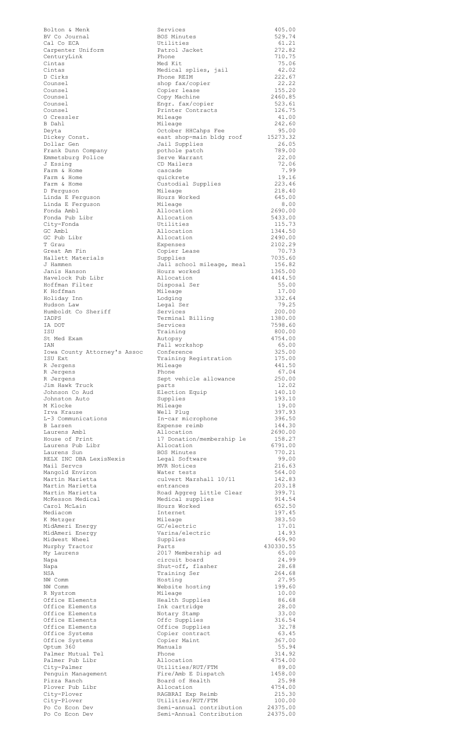| | | |
|---|---|---|
| Bolton & Menk | Services | 405.00 |
| BV Co Journal | BOS Minutes | 529.74 |
| Cal Co ECA | Utilities | 61.21 |
| Carpenter Uniform | Patrol Jacket | 272.82 |
| CenturyLink | Phone | 710.75 |
| Cintas | Med Kit | 75.06 |
| Cintas | Medical splies, jail | 42.02 |
| D Cirks | Phone REIM | 222.67 |
| Counsel | shop fax/copier | 22.22 |
| Counsel | Copier lease | 155.20 |
| Counsel | Copy Machine | 2460.85 |
| Counsel | Engr. fax/copier | 523.61 |
| Counsel | Printer Contracts | 126.75 |
| O Cressler | Mileage | 41.00 |
| B Dahl | Mileage | 242.60 |
| Deyta | October HHCahps Fee | 95.00 |
| Dickey Const. | east shop-main bldg roof | 15273.32 |
| Dollar Gen | Jail Supplies | 26.05 |
| Frank Dunn Company | pothole patch | 789.00 |
| Emmetsburg Police | Serve Warrant | 22.00 |
| J Essing | CD Mailers | 72.06 |
| Farm & Home | cascade | 7.99 |
| Farm & Home | quickrete | 19.16 |
| Farm & Home | Custodial Supplies | 223.46 |
| D Ferguson | Mileage | 218.40 |
| Linda E Ferguson | Hours Worked | 645.00 |
| Linda E Ferguson | Mileage | 8.00 |
| Fonda Ambl | Allocation | 2690.00 |
| Fonda Pub Libr | Allocation | 5433.00 |
| City-Fonda | Utilities | 115.73 |
| GC Ambl | Allocation | 1344.50 |
| GC Pub Libr | Allocation | 2490.00 |
| T Grau | Expenses | 2102.29 |
| Great Am Fin | Copier Lease | 70.73 |
| Hallett Materials | Supplies | 7035.60 |
| J Hammen | Jail school mileage, meal | 156.82 |
| Janis Hanson | Hours worked | 1365.00 |
| Havelock Pub Libr | Allocation | 4414.50 |
| Hoffman Filter | Disposal Ser | 55.00 |
| K Hoffman | Mileage | 17.00 |
| Holiday Inn | Lodging | 332.64 |
| Hudson Law | Legal Ser | 79.25 |
| Humboldt Co Sheriff | Services | 200.00 |
| IADPS | Terminal Billing | 1380.00 |
| IA DOT | Services | 7598.60 |
| ISU | Training | 800.00 |
| St Med Exam | Autopsy | 4754.00 |
| IAN | Fall workshop | 65.00 |
| Iowa County Attorney's Assoc | Conference | 325.00 |
| ISU Ext | Training Registration | 175.00 |
| R Jergens | Mileage | 441.50 |
| R Jergens | Phone | 67.04 |
| R Jergens | Sept vehicle allowance | 250.00 |
| Jim Hawk Truck | parts | 12.02 |
| Johnson Co Aud | Election Equip | 140.10 |
| Johnston Auto | Supplies | 193.10 |
| M Klocke | Mileage | 19.00 |
| Irva Krause | Well Plug | 397.93 |
| L-3 Communications | In-car microphone | 396.50 |
| B Larsen | Expense reimb | 144.30 |
| Laurens Ambl | Allocation | 2690.00 |
| House of Print | 17 Donation/membership le | 158.27 |
| Laurens Pub Libr | Allocation | 6791.00 |
| Laurens Sun | BOS Minutes | 770.21 |
| RELX INC DBA LexisNexis | Legal Software | 99.00 |
| Mail Servcs | MVR Notices | 216.63 |
| Mangold Environ | Water tests | 564.00 |
| Martin Marietta | culvert Marshall 10/11 | 142.83 |
| Martin Marietta | entrances | 203.18 |
| Martin Marietta | Road Aggreg Little Clear | 399.71 |
| McKesson Medical | Medical supplies | 914.54 |
| Carol McLain | Hours Worked | 652.50 |
| Mediacom | Internet | 197.45 |
| K Metzger | Mileage | 383.50 |
| MidAmeri Energy | GC/electric | 17.01 |
| MidAmeri Energy | Varina/electric | 14.93 |
| Midwest Wheel | Supplies | 469.90 |
| Murphy Tractor | Parts | 430330.55 |
| My Laurens | 2017 Membership ad | 65.00 |
| Napa | circuit board | 24.99 |
| Napa | Shut-off, flasher | 28.68 |
| NSA | Training Ser | 264.68 |
| NW Comm | Hosting | 27.95 |
| NW Comm | Website hosting | 199.60 |
| R Nystrom | Mileage | 10.00 |
| Office Elements | Health Supplies | 86.68 |
| Office Elements | Ink cartridge | 28.00 |
| Office Elements | Notary Stamp | 33.00 |
| Office Elements | Offc Supplies | 316.54 |
| Office Elements | Office Supplies | 32.78 |
| Office Systems | Copier contract | 63.45 |
| Office Systems | Copier Maint | 367.00 |
| Optum 360 | Manuals | 55.94 |
| Palmer Mutual Tel | Phone | 314.92 |
| Palmer Pub Libr | Allocation | 4754.00 |
| City-Palmer | Utilities/RUT/FTM | 89.00 |
| Penguin Management | Fire/Amb E Dispatch | 1458.00 |
| Pizza Ranch | Board of Health | 25.98 |
| Plover Pub Libr | Allocation | 4754.00 |
| City-Plover | RAGBRAI Exp Reimb | 215.30 |
| City-Plover | Utilities/RUT/FTM | 100.00 |
| Po Co Econ Dev | Semi-annual contribution | 24375.00 |
| Po Co Econ Dev | Semi-Annual Contribution | 24375.00 |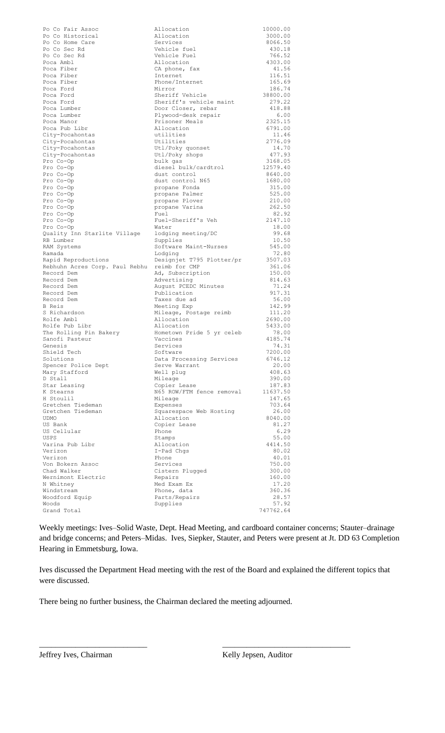| | | |
|---|---|---|
| Po Co Fair Assoc | Allocation | 10000.00 |
| Po Co Historical | Allocation | 3000.00 |
| Po Co Home Care | Services | 8066.50 |
| Po Co Sec Rd | Vehicle fuel | 430.18 |
| Po Co Sec Rd | Vehicle Fuel | 766.52 |
| Poca Ambl | Allocation | 4303.00 |
| Poca Fiber | CA phone, fax | 41.56 |
| Poca Fiber | Internet | 116.51 |
| Poca Fiber | Phone/Internet | 165.69 |
| Poca Ford | Mirror | 186.74 |
| Poca Ford | Sheriff Vehicle | 38800.00 |
| Poca Ford | Sheriff's vehicle maint | 279.22 |
| Poca Lumber | Door Closer, rebar | 418.88 |
| Poca Lumber | Plywood-desk repair | 6.00 |
| Poca Manor | Prisoner Meals | 2325.15 |
| Poca Pub Libr | Allocation | 6791.00 |
| City-Pocahontas | utilities | 11.46 |
| City-Pocahontas | Utilities | 2776.09 |
| City-Pocahontas | Utl/Poky quonset | 14.70 |
| City-Pocahontas | Utl/Poky shops | 477.93 |
| Pro Co-Op | bulk gas | 3168.05 |
| Pro Co-Op | diesel bulk/cardtrol | 12579.40 |
| Pro Co-Op | dust control | 8640.00 |
| Pro Co-Op | dust control N65 | 1680.00 |
| Pro Co-Op | propane Fonda | 315.00 |
| Pro Co-Op | propane Palmer | 525.00 |
| Pro Co-Op | propane Plover | 210.00 |
| Pro Co-Op | propane Varina | 262.50 |
| Pro Co-Op | Fuel | 82.92 |
| Pro Co-Op | Fuel-Sheriff's Veh | 2147.10 |
| Pro Co-Op | Water | 18.00 |
| Quality Inn Starlite Village | lodging meeting/DC | 99.68 |
| RB Lumber | Supplies | 10.50 |
| RAM Systems | Software Maint-Nurses | 545.00 |
| Ramada | Lodging | 72.80 |
| Rapid Reproductions | Designjet T795 Plotter/pr | 3507.03 |
| Rebhuhn Acres Corp. Paul Rebhu | reimb for CMP | 361.06 |
| Record Dem | Ad, Subscription | 150.00 |
| Record Dem | Advertising | 814.63 |
| Record Dem | August PCEDC Minutes | 71.24 |
| Record Dem | Publication | 917.31 |
| Record Dem | Taxes due ad | 56.00 |
| B Reis | Meeting Exp | 142.99 |
| S Richardson | Mileage, Postage reimb | 111.20 |
| Rolfe Ambl | Allocation | 2690.00 |
| Rolfe Pub Libr | Allocation | 5433.00 |
| The Rolling Pin Bakery | Hometown Pride 5 yr celeb | 78.00 |
| Sanofi Pasteur | Vaccines | 4185.74 |
| Genesis | Services | 74.31 |
| Shield Tech | Software | 7200.00 |
| Solutions | Data Processing Services | 6746.12 |
| Spencer Police Dept | Serve Warrant | 20.00 |
| Mary Stafford | Well plug | 408.63 |
| D Stall | Mileage | 390.00 |
| Star Leasing | Copier Lease | 187.83 |
| K Stearns | N65 ROW/FTM fence removal | 11637.50 |
| H Stoulil | Mileage | 147.65 |
| Gretchen Tiedeman | Expenses | 703.64 |
| Gretchen Tiedeman | Squarespace Web Hosting | 26.00 |
| UDMO | Allocation | 8040.00 |
| US Bank | Copier Lease | 81.27 |
| US Cellular | Phone | 6.29 |
| USPS | Stamps | 55.00 |
| Varina Pub Libr | Allocation | 4414.50 |
| Verizon | I-Pad Chgs | 80.02 |
| Verizon | Phone | 40.01 |
| Von Bokern Assoc | Services | 750.00 |
| Chad Walker | Cistern Plugged | 300.00 |
| Wernimont Electric | Repairs | 160.00 |
| N Whitney | Med Exam Ex | 17.20 |
| Windstream | Phone, data | 360.36 |
| Woodford Equip | Parts/Repairs | 28.57 |
| Woods | Supplies | 57.92 |
| Grand Total | | 747762.64 |

Weekly meetings: Ives–Solid Waste, Dept. Head Meeting, and cardboard container concerns; Stauter–drainage and bridge concerns; and Peters–Midas. Ives, Siepker, Stauter, and Peters were present at Jt. DD 63 Completion Hearing in Emmetsburg, Iowa.

Ives discussed the Department Head meeting with the rest of the Board and explained the different topics that were discussed.

There being no further business, the Chairman declared the meeting adjourned.

\_\_\_\_\_\_\_\_\_\_\_\_\_\_\_\_\_\_\_\_\_\_\_\_\_\_\_ \_\_\_\_\_\_\_\_\_\_\_\_\_\_\_\_\_\_\_\_\_\_\_\_\_\_\_\_\_\_\_\_

Jeffrey Ives, Chairman Kelly Jepsen, Auditor